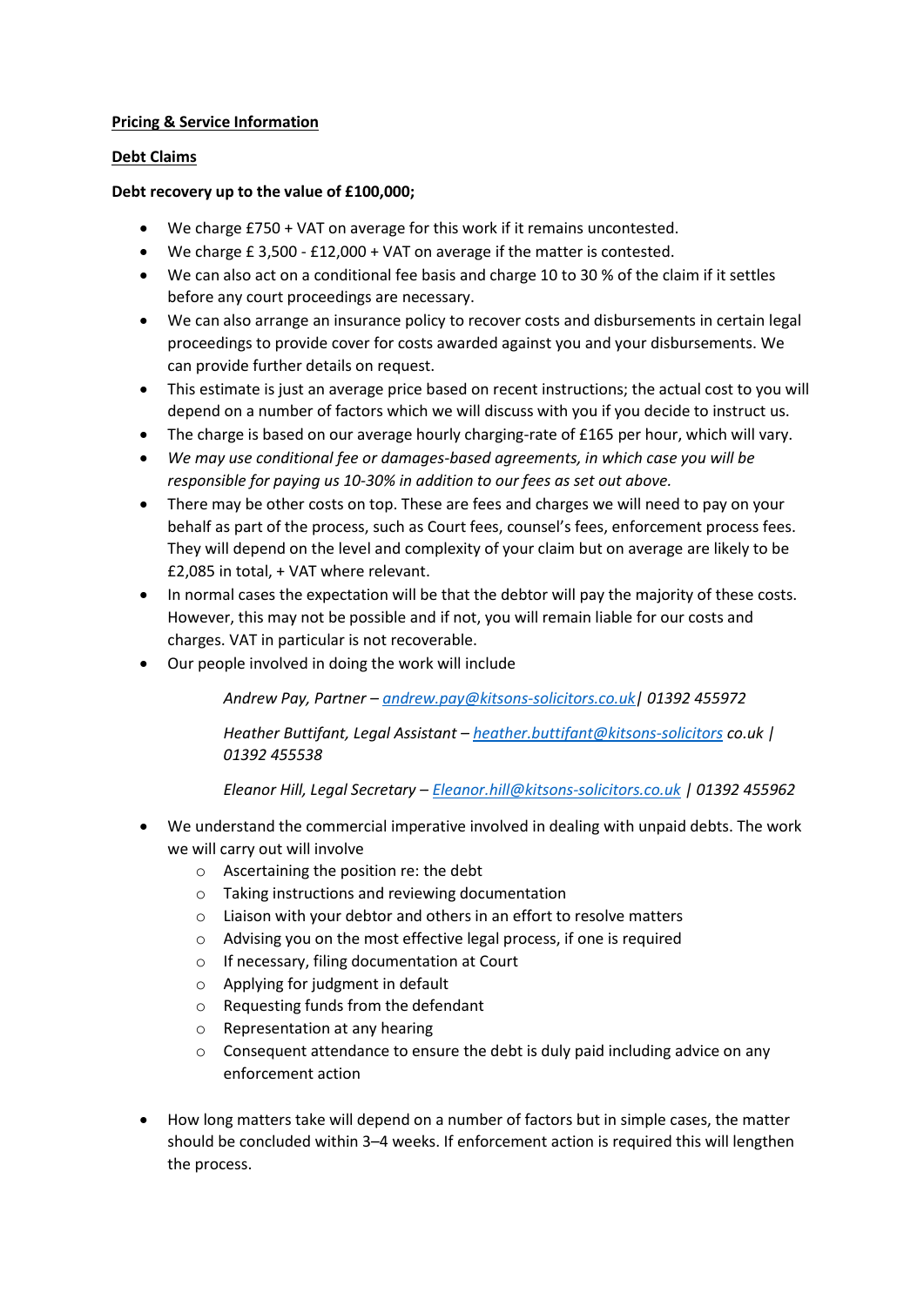**Pricing & Service Information**

**Debt Claims**

**Debt recovery up to the value of £100,000;**

- We charge £750 + VAT on average for this work if it remains uncontested.
- We charge £ 3,500 - £12,000 + VAT on average if the matter is contested.
- We can also act on a conditional fee basis and charge 10 to 30 % of the claim if it settles before any court proceedings are necessary.
- We can also arrange an insurance policy to recover costs and disbursements in certain legal proceedings to provide cover for costs awarded against you and your disbursements. We can provide further details on request.
- This estimate is just an average price based on recent instructions; the actual cost to you will depend on a number of factors which we will discuss with you if you decide to instruct us.
- The charge is based on our average hourly charging-rate of £165 per hour, which will vary.
- *We may use conditional fee or damages-based agreements, in which case you will be responsible for paying us 10-30% in addition to our fees as set out above.*
- There may be other costs on top. These are fees and charges we will need to pay on your behalf as part of the process, such as Court fees, counsel's fees, enforcement process fees. They will depend on the level and complexity of your claim but on average are likely to be £2,085 in total, + VAT where relevant.
- In normal cases the expectation will be that the debtor will pay the majority of these costs. However, this may not be possible and if not, you will remain liable for our costs and charges. VAT in particular is not recoverable.
- Our people involved in doing the work will include

  *Andrew Pay, Partner – andrew.pay@kitsons-solicitors.co.uk | 01392 455972*

  *Heather Buttifant, Legal Assistant – heather.buttifant@kitsons-solicitors co.uk | 01392 455538*

  *Eleanor Hill, Legal Secretary – Eleanor.hill@kitsons-solicitors.co.uk | 01392 455962*

- We understand the commercial imperative involved in dealing with unpaid debts. The work we will carry out will involve
  - Ascertaining the position re: the debt
  - Taking instructions and reviewing documentation
  - Liaison with your debtor and others in an effort to resolve matters
  - Advising you on the most effective legal process, if one is required
  - If necessary, filing documentation at Court
  - Applying for judgment in default
  - Requesting funds from the defendant
  - Representation at any hearing
  - Consequent attendance to ensure the debt is duly paid including advice on any enforcement action

- How long matters take will depend on a number of factors but in simple cases, the matter should be concluded within 3–4 weeks. If enforcement action is required this will lengthen the process.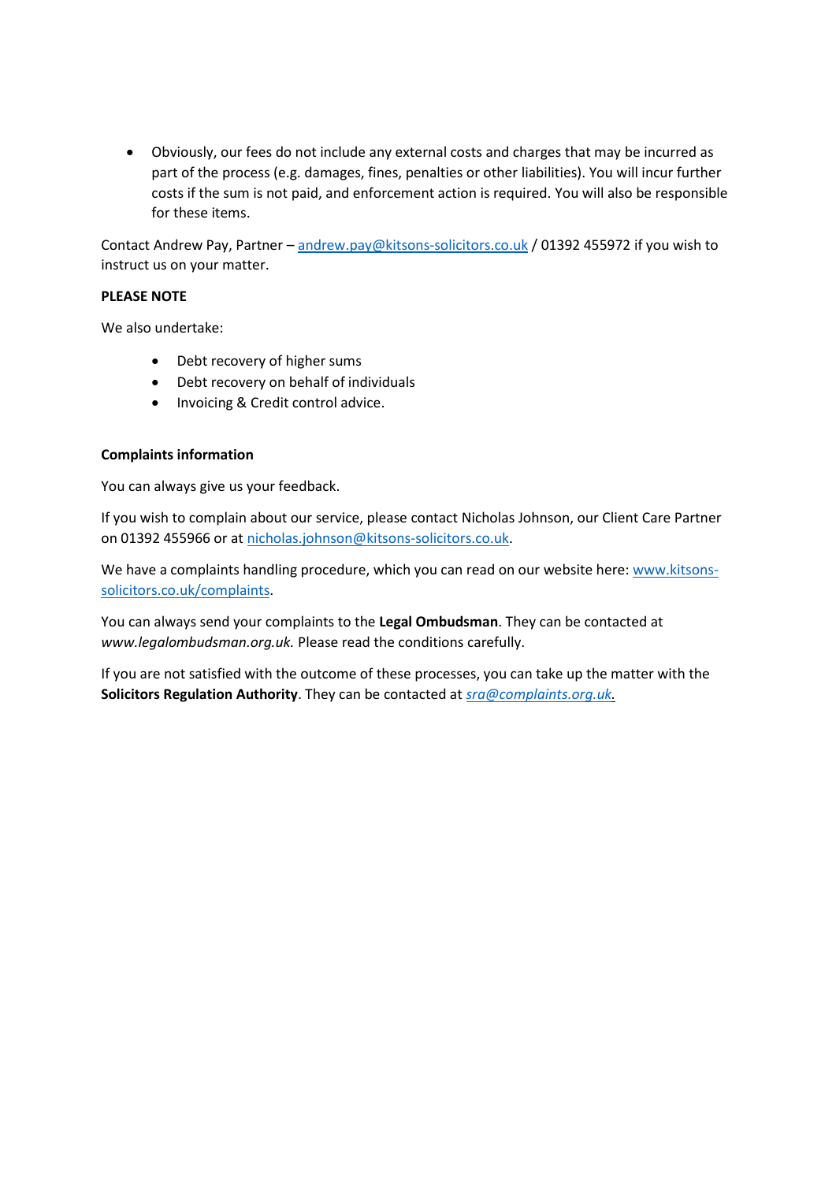- Obviously, our fees do not include any external costs and charges that may be incurred as part of the process (e.g. damages, fines, penalties or other liabilities). You will incur further costs if the sum is not paid, and enforcement action is required. You will also be responsible for these items.

Contact Andrew Pay, Partner – andrew.pay@kitsons-solicitors.co.uk / 01392 455972 if you wish to instruct us on your matter.

**PLEASE NOTE**

We also undertake:

- Debt recovery of higher sums
- Debt recovery on behalf of individuals
- Invoicing & Credit control advice.

**Complaints information**

You can always give us your feedback.

If you wish to complain about our service, please contact Nicholas Johnson, our Client Care Partner on 01392 455966 or at nicholas.johnson@kitsons-solicitors.co.uk.

We have a complaints handling procedure, which you can read on our website here: www.kitsons-solicitors.co.uk/complaints.

You can always send your complaints to the **Legal Ombudsman**. They can be contacted at *www.legalombudsman.org.uk.* Please read the conditions carefully.

If you are not satisfied with the outcome of these processes, you can take up the matter with the **Solicitors Regulation Authority**. They can be contacted at *sra@complaints.org.uk*.